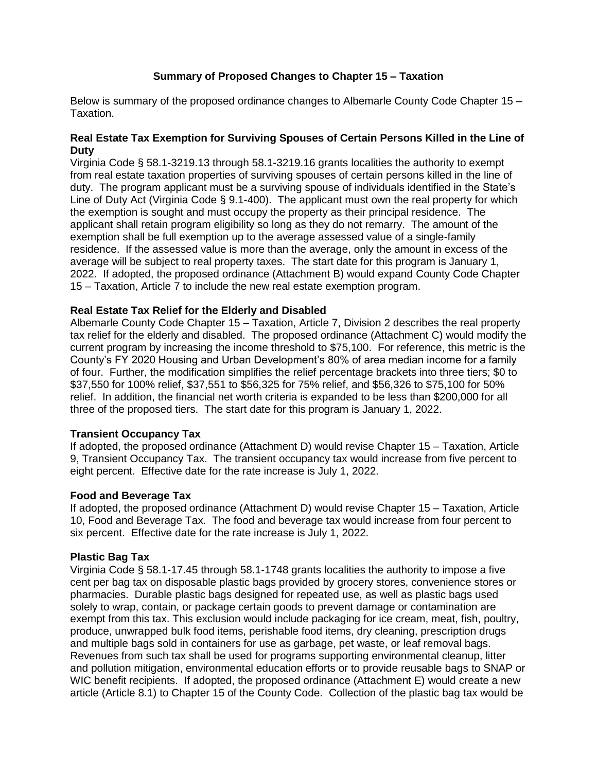# Summary of Proposed Changes to Chapter 15 – Taxation

Below is summary of the proposed ordinance changes to Albemarle County Code Chapter 15 – Taxation.

### Real Estate Tax Exemption for Surviving Spouses of Certain Persons Killed in the Line of Duty

Virginia Code § 58.1-3219.13 through 58.1-3219.16 grants localities the authority to exempt from real estate taxation properties of surviving spouses of certain persons killed in the line of duty. The program applicant must be a surviving spouse of individuals identified in the State's Line of Duty Act (Virginia Code § 9.1-400). The applicant must own the real property for which the exemption is sought and must occupy the property as their principal residence. The applicant shall retain program eligibility so long as they do not remarry. The amount of the exemption shall be full exemption up to the average assessed value of a single-family residence. If the assessed value is more than the average, only the amount in excess of the average will be subject to real property taxes. The start date for this program is January 1, 2022. If adopted, the proposed ordinance (Attachment B) would expand County Code Chapter 15 – Taxation, Article 7 to include the new real estate exemption program.

### Real Estate Tax Relief for the Elderly and Disabled

Albemarle County Code Chapter 15 – Taxation, Article 7, Division 2 describes the real property tax relief for the elderly and disabled. The proposed ordinance (Attachment C) would modify the current program by increasing the income threshold to $75,100. For reference, this metric is the County's FY 2020 Housing and Urban Development's 80% of area median income for a family of four. Further, the modification simplifies the relief percentage brackets into three tiers; $0 to $37,550 for 100% relief, $37,551 to $56,325 for 75% relief, and $56,326 to $75,100 for 50% relief. In addition, the financial net worth criteria is expanded to be less than $200,000 for all three of the proposed tiers. The start date for this program is January 1, 2022.

### Transient Occupancy Tax

If adopted, the proposed ordinance (Attachment D) would revise Chapter 15 – Taxation, Article 9, Transient Occupancy Tax. The transient occupancy tax would increase from five percent to eight percent. Effective date for the rate increase is July 1, 2022.

### Food and Beverage Tax

If adopted, the proposed ordinance (Attachment D) would revise Chapter 15 – Taxation, Article 10, Food and Beverage Tax. The food and beverage tax would increase from four percent to six percent. Effective date for the rate increase is July 1, 2022.

### Plastic Bag Tax

Virginia Code § 58.1-17.45 through 58.1-1748 grants localities the authority to impose a five cent per bag tax on disposable plastic bags provided by grocery stores, convenience stores or pharmacies. Durable plastic bags designed for repeated use, as well as plastic bags used solely to wrap, contain, or package certain goods to prevent damage or contamination are exempt from this tax. This exclusion would include packaging for ice cream, meat, fish, poultry, produce, unwrapped bulk food items, perishable food items, dry cleaning, prescription drugs and multiple bags sold in containers for use as garbage, pet waste, or leaf removal bags. Revenues from such tax shall be used for programs supporting environmental cleanup, litter and pollution mitigation, environmental education efforts or to provide reusable bags to SNAP or WIC benefit recipients. If adopted, the proposed ordinance (Attachment E) would create a new article (Article 8.1) to Chapter 15 of the County Code. Collection of the plastic bag tax would be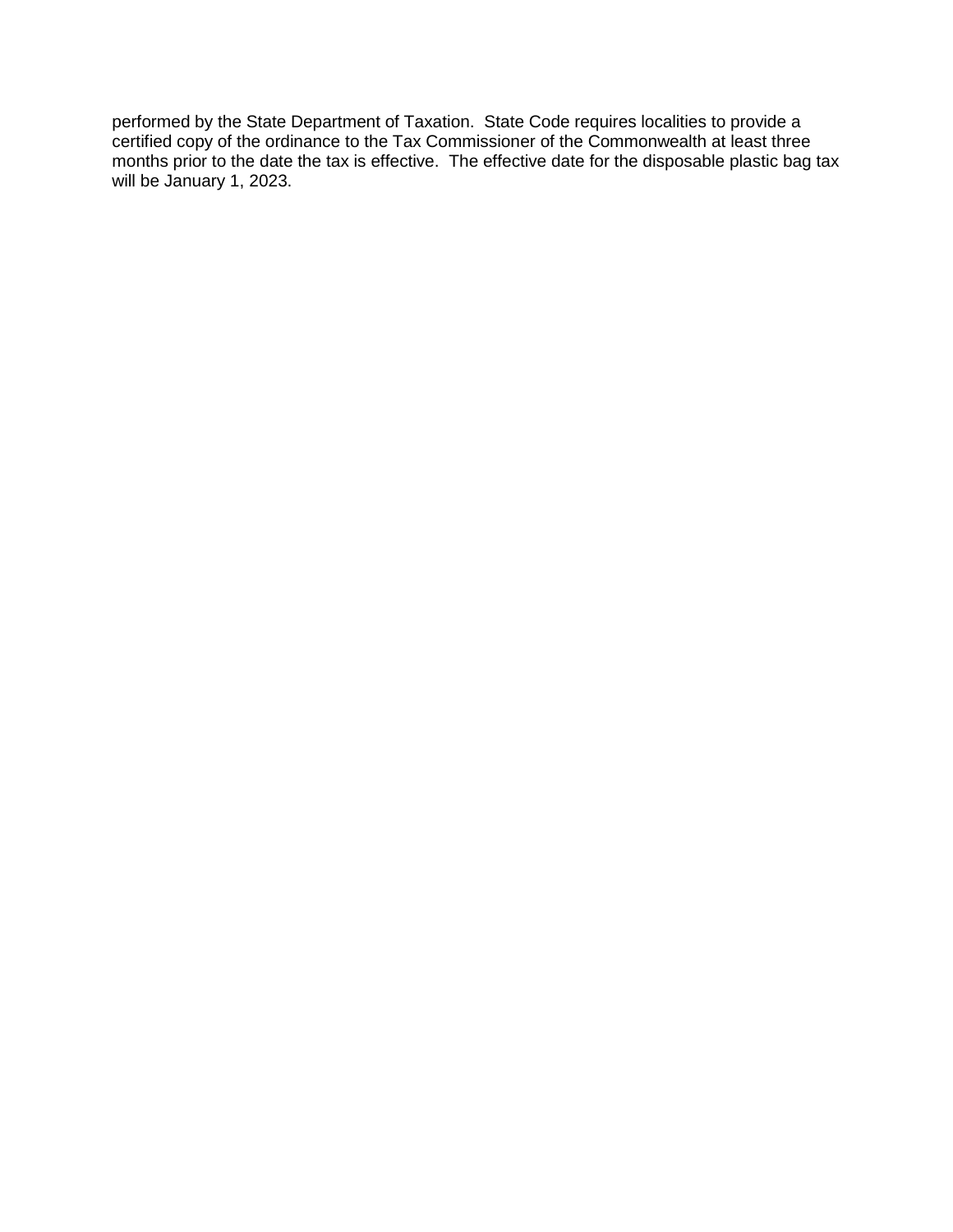performed by the State Department of Taxation. State Code requires localities to provide a certified copy of the ordinance to the Tax Commissioner of the Commonwealth at least three months prior to the date the tax is effective. The effective date for the disposable plastic bag tax will be January 1, 2023.